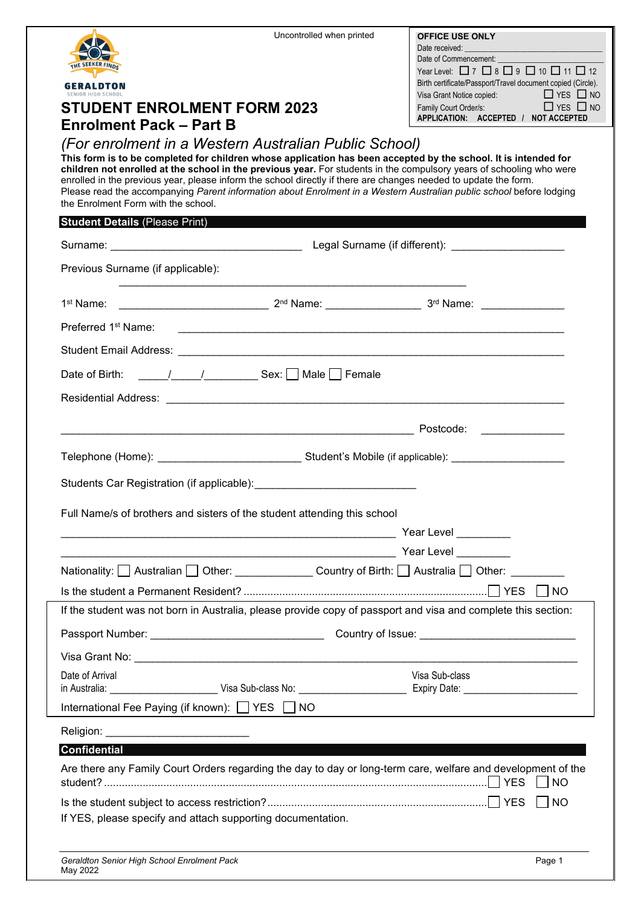Uncontrolled when printed

THE SEEKER FINDS
GERALDTON
SENIOR HIGH SCHOOL

**OFFICE USE ONLY**
Date received: ______________________
Date of Commencement: ______________________
Year Level: ☐ 7 ☐ 8 ☐ 9 ☐ 10 ☐ 11 ☐ 12
Birth certificate/Passport/Travel document copied (Circle).
Visa Grant Notice copied: ☐ YES ☐ NO
Family Court Order/s: ☐ YES ☐ NO
**APPLICATION: ACCEPTED / NOT ACCEPTED**

# STUDENT ENROLMENT FORM 2023
## Enrolment Pack – Part B
### *(For enrolment in a Western Australian Public School)*

**This form is to be completed for children whose application has been accepted by the school. It is intended for children not enrolled at the school in the previous year.** For students in the compulsory years of schooling who were enrolled in the previous year, please inform the school directly if there are changes needed to update the form. Please read the accompanying *Parent information about Enrolment in a Western Australian public school* before lodging the Enrolment Form with the school.

**Student Details** (Please Print)

Surname: ______________________________ Legal Surname (if different): ____________________

Previous Surname (if applicable): ______________________________________________________

1st Name: _______________________ 2nd Name: _______________ 3rd Name: _____________

Preferred 1st Name: __________________________________________________________________

Student Email Address: _______________________________________________________________

Date of Birth: _____/_____/_________ Sex: ☐ Male ☐ Female

Residential Address: __________________________________________________________________

_______________________________________________________ Postcode: _____________

Telephone (Home): _______________________ Student's Mobile (if applicable): ____________________

Students Car Registration (if applicable):___________________________

Full Name/s of brothers and sisters of the student attending this school

_____________________________________________________ Year Level _________

_____________________________________________________ Year Level _________

Nationality: ☐ Australian ☐ Other: _____________ Country of Birth: ☐ Australia ☐ Other: _________

Is the student a Permanent Resident? .................................................................................. ☐ YES ☐ NO

If the student was not born in Australia, please provide copy of passport and visa and complete this section:

Passport Number: ____________________________ Country of Issue: __________________________

Visa Grant No: ______________________________________________________________________

Date of Arrival in Australia: ___________________ Visa Sub-class No: ___________________ Visa Sub-class Expiry Date: ____________________

International Fee Paying (if known): ☐ YES ☐ NO

Religion: ________________________

**Confidential**

Are there any Family Court Orders regarding the day to day or long-term care, welfare and development of the student? ..................................................................................................................... ☐ YES ☐ NO

Is the student subject to access restriction? ........................................................................ ☐ YES ☐ NO

If YES, please specify and attach supporting documentation.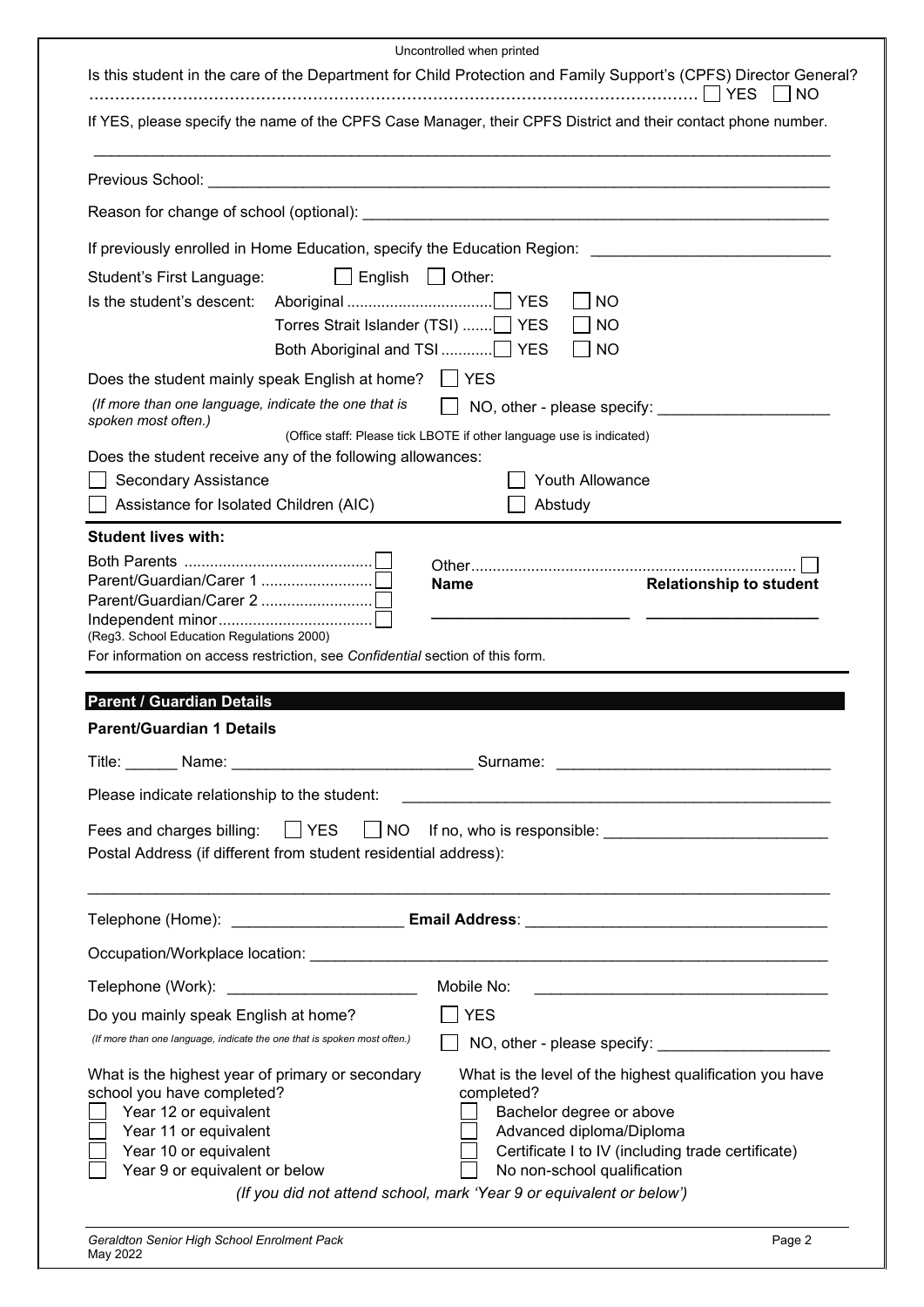Is this student in the care of the Department for Child Protection and Family Support's (CPFS) Director General? ☐ YES ☐ NO

If YES, please specify the name of the CPFS Case Manager, their CPFS District and their contact phone number.

______________________________________________________________________________

Previous School: ______________________________________________________________

Reason for change of school (optional): _________________________________________

If previously enrolled in Home Education, specify the Education Region: ______________________

Student's First Language: ☐ English ☐ Other:

Is the student's descent:
- Aboriginal ☐ YES ☐ NO
- Torres Strait Islander (TSI) ☐ YES ☐ NO
- Both Aboriginal and TSI ☐ YES ☐ NO

Does the student mainly speak English at home? ☐ YES

*(If more than one language, indicate the one that is spoken most often.)* ☐ NO, other - please specify: ________________

(Office staff: Please tick LBOTE if other language use is indicated)

Does the student receive any of the following allowances:

☐ Secondary Assistance ☐ Youth Allowance

☐ Assistance for Isolated Children (AIC) ☐ Abstudy

**Student lives with:**

- Both Parents ☐
- Parent/Guardian/Carer 1 ☐
- Parent/Guardian/Carer 2 ☐
- Independent minor ☐ (Reg3. School Education Regulations 2000)
- Other ☐ **Name** ________________ **Relationship to student** ________________

For information on access restriction, see *Confidential* section of this form.

## Parent / Guardian Details

### Parent/Guardian 1 Details

Title: ______ Name: ___________________________ Surname: _____________________________

Please indicate relationship to the student: ____________________________________________

Fees and charges billing: ☐ YES ☐ NO If no, who is responsible: ______________________

Postal Address (if different from student residential address):

______________________________________________________________________________

Telephone (Home): ___________________ **Email Address**: ______________________________

Occupation/Workplace location: __________________________________________________

Telephone (Work): _____________________ Mobile No: _________________________________

Do you mainly speak English at home? ☐ YES

*(If more than one language, indicate the one that is spoken most often.)* ☐ NO, other - please specify: ________________

What is the highest year of primary or secondary school you have completed?

☐ Year 12 or equivalent
☐ Year 11 or equivalent
☐ Year 10 or equivalent
☐ Year 9 or equivalent or below

What is the level of the highest qualification you have completed?

☐ Bachelor degree or above
☐ Advanced diploma/Diploma
☐ Certificate I to IV (including trade certificate)
☐ No non-school qualification

*(If you did not attend school, mark 'Year 9 or equivalent or below')*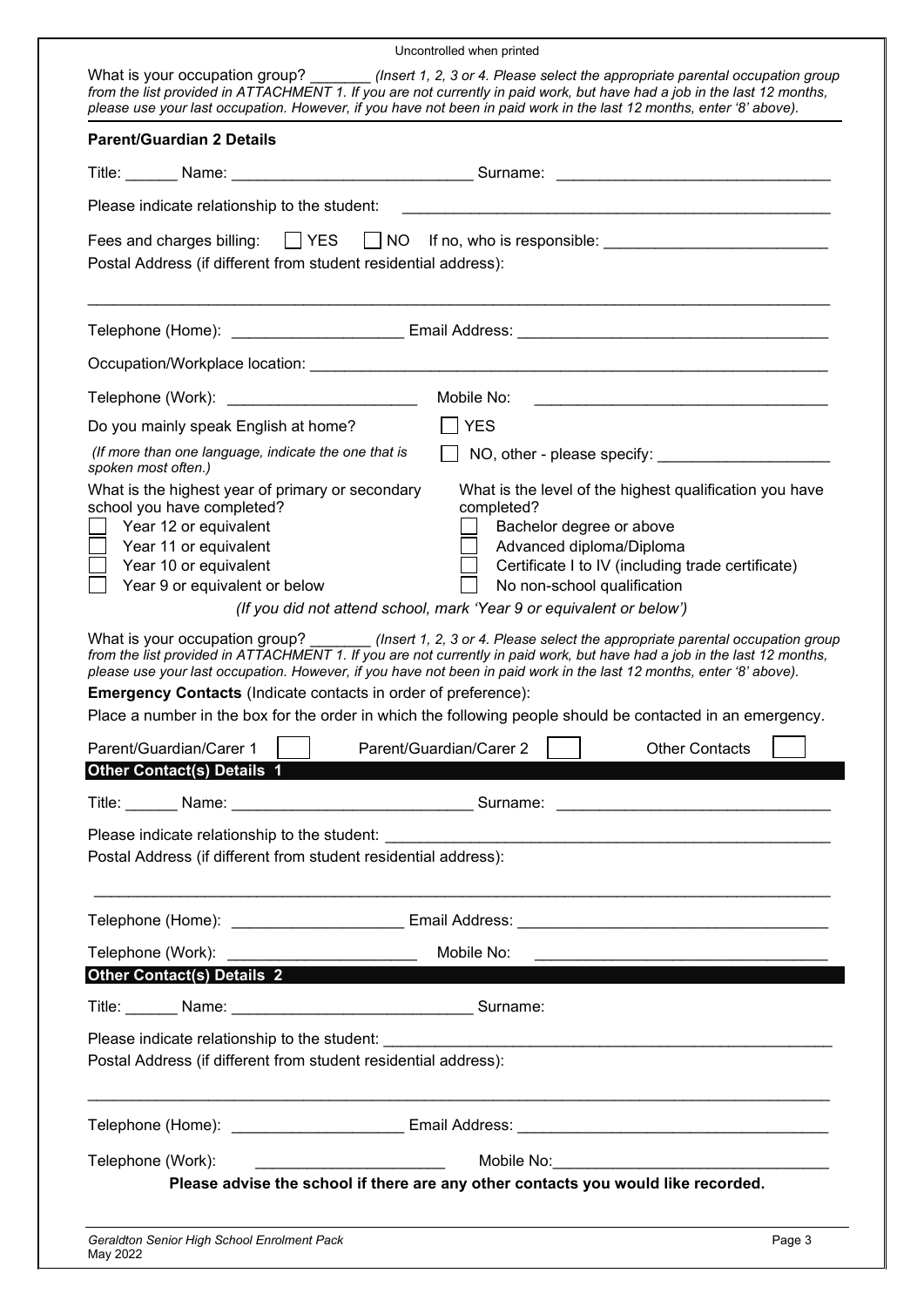Uncontrolled when printed

What is your occupation group? _______ *(Insert 1, 2, 3 or 4. Please select the appropriate parental occupation group from the list provided in ATTACHMENT 1. If you are not currently in paid work, but have had a job in the last 12 months, please use your last occupation. However, if you have not been in paid work in the last 12 months, enter '8' above).*

**Parent/Guardian 2 Details**

Title: ______ Name: ___________________________ Surname: ______________________________

Please indicate relationship to the student: ______________________________________________

Fees and charges billing: ☐ YES ☐ NO If no, who is responsible: _________________________

Postal Address (if different from student residential address):

_____________________________________________________________________________________

Telephone (Home): ___________________ Email Address: __________________________________

Occupation/Workplace location: _______________________________________________________

Telephone (Work): _____________________ Mobile No: ________________________________

Do you mainly speak English at home?

*(If more than one language, indicate the one that is spoken most often.)*

☐ YES

☐ NO, other - please specify: ____________________

What is the highest year of primary or secondary school you have completed?

☐ Year 12 or equivalent
☐ Year 11 or equivalent
☐ Year 10 or equivalent
☐ Year 9 or equivalent or below

What is the level of the highest qualification you have completed?

☐ Bachelor degree or above
☐ Advanced diploma/Diploma
☐ Certificate I to IV (including trade certificate)
☐ No non-school qualification

*(If you did not attend school, mark 'Year 9 or equivalent or below')*

What is your occupation group? _______ *(Insert 1, 2, 3 or 4. Please select the appropriate parental occupation group from the list provided in ATTACHMENT 1. If you are not currently in paid work, but have had a job in the last 12 months, please use your last occupation. However, if you have not been in paid work in the last 12 months, enter '8' above).*

**Emergency Contacts** (Indicate contacts in order of preference):

Place a number in the box for the order in which the following people should be contacted in an emergency.

Parent/Guardian/Carer 1 ☐ Parent/Guardian/Carer 2 ☐ Other Contacts ☐

**Other Contact(s) Details 1**

Title: ______ Name: ___________________________ Surname: ______________________________

Please indicate relationship to the student: ______________________________________________

Postal Address (if different from student residential address):

_____________________________________________________________________________________

Telephone (Home): ___________________ Email Address: __________________________________

Telephone (Work): _____________________ Mobile No: ________________________________

**Other Contact(s) Details 2**

Title: ______ Name: ___________________________ Surname:

Please indicate relationship to the student: ______________________________________________

Postal Address (if different from student residential address):

_____________________________________________________________________________________

Telephone (Home): ___________________ Email Address: __________________________________

Telephone (Work): _____________________ Mobile No: ________________________________

**Please advise the school if there are any other contacts you would like recorded.**

*Geraldton Senior High School Enrolment Pack*
May 2022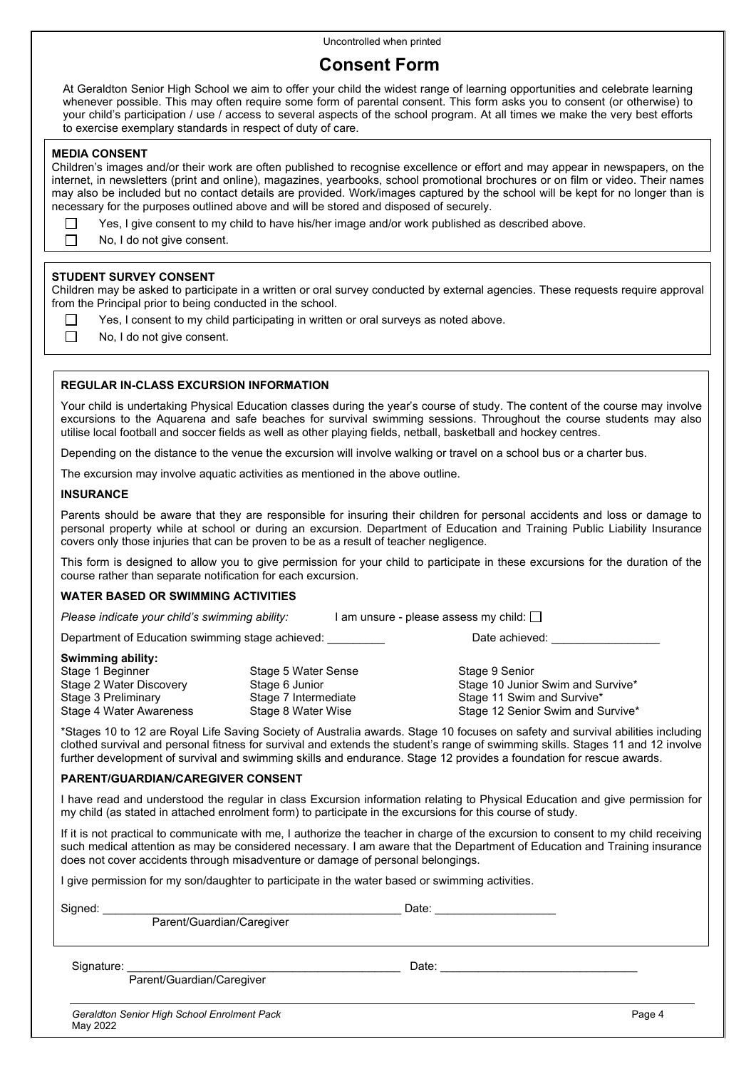Uncontrolled when printed

# Consent Form

At Geraldton Senior High School we aim to offer your child the widest range of learning opportunities and celebrate learning whenever possible. This may often require some form of parental consent. This form asks you to consent (or otherwise) to your child's participation / use / access to several aspects of the school program. At all times we make the very best efforts to exercise exemplary standards in respect of duty of care.

**MEDIA CONSENT**

Children's images and/or their work are often published to recognise excellence or effort and may appear in newspapers, on the internet, in newsletters (print and online), magazines, yearbooks, school promotional brochures or on film or video. Their names may also be included but no contact details are provided. Work/images captured by the school will be kept for no longer than is necessary for the purposes outlined above and will be stored and disposed of securely.

☐ Yes, I give consent to my child to have his/her image and/or work published as described above.

☐ No, I do not give consent.

**STUDENT SURVEY CONSENT**

Children may be asked to participate in a written or oral survey conducted by external agencies. These requests require approval from the Principal prior to being conducted in the school.

☐ Yes, I consent to my child participating in written or oral surveys as noted above.

☐ No, I do not give consent.

**REGULAR IN-CLASS EXCURSION INFORMATION**

Your child is undertaking Physical Education classes during the year's course of study. The content of the course may involve excursions to the Aquarena and safe beaches for survival swimming sessions. Throughout the course students may also utilise local football and soccer fields as well as other playing fields, netball, basketball and hockey centres.

Depending on the distance to the venue the excursion will involve walking or travel on a school bus or a charter bus.

The excursion may involve aquatic activities as mentioned in the above outline.

**INSURANCE**

Parents should be aware that they are responsible for insuring their children for personal accidents and loss or damage to personal property while at school or during an excursion. Department of Education and Training Public Liability Insurance covers only those injuries that can be proven to be as a result of teacher negligence.

This form is designed to allow you to give permission for your child to participate in these excursions for the duration of the course rather than separate notification for each excursion.

**WATER BASED OR SWIMMING ACTIVITIES**

*Please indicate your child's swimming ability:* I am unsure - please assess my child: ☐

Department of Education swimming stage achieved: _________ Date achieved: ________________

**Swimming ability:**

| | | |
|---|---|---|
| Stage 1 Beginner | Stage 5 Water Sense | Stage 9 Senior |
| Stage 2 Water Discovery | Stage 6 Junior | Stage 10 Junior Swim and Survive* |
| Stage 3 Preliminary | Stage 7 Intermediate | Stage 11 Swim and Survive* |
| Stage 4 Water Awareness | Stage 8 Water Wise | Stage 12 Senior Swim and Survive* |

*Stages 10 to 12 are Royal Life Saving Society of Australia awards. Stage 10 focuses on safety and survival abilities including clothed survival and personal fitness for survival and extends the student's range of swimming skills. Stages 11 and 12 involve further development of survival and swimming skills and endurance. Stage 12 provides a foundation for rescue awards.

**PARENT/GUARDIAN/CAREGIVER CONSENT**

I have read and understood the regular in class Excursion information relating to Physical Education and give permission for my child (as stated in attached enrolment form) to participate in the excursions for this course of study.

If it is not practical to communicate with me, I authorize the teacher in charge of the excursion to consent to my child receiving such medical attention as may be considered necessary. I am aware that the Department of Education and Training insurance does not cover accidents through misadventure or damage of personal belongings.

I give permission for my son/daughter to participate in the water based or swimming activities.

Signed: _______________________________________________ Date: __________________

Parent/Guardian/Caregiver

Signature: ___________________________________________ Date: ______________________________

Parent/Guardian/Caregiver

*Geraldton Senior High School Enrolment Pack*
May 2022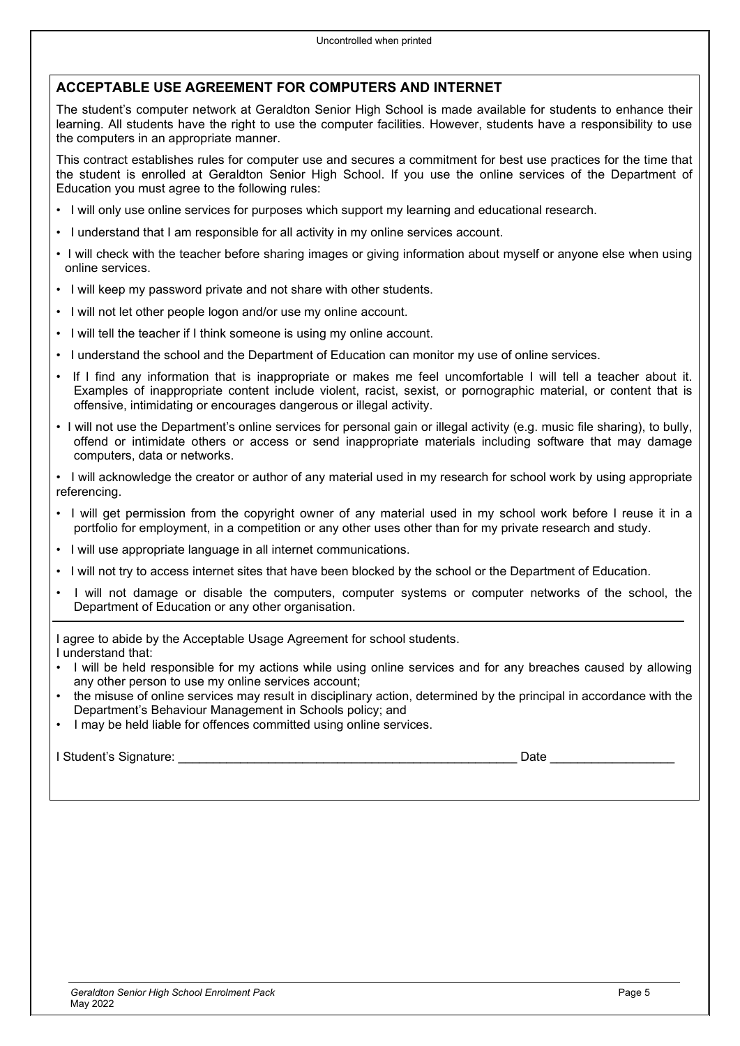## ACCEPTABLE USE AGREEMENT FOR COMPUTERS AND INTERNET

The student's computer network at Geraldton Senior High School is made available for students to enhance their learning. All students have the right to use the computer facilities. However, students have a responsibility to use the computers in an appropriate manner.

This contract establishes rules for computer use and secures a commitment for best use practices for the time that the student is enrolled at Geraldton Senior High School. If you use the online services of the Department of Education you must agree to the following rules:

- I will only use online services for purposes which support my learning and educational research.
- I understand that I am responsible for all activity in my online services account.
- I will check with the teacher before sharing images or giving information about myself or anyone else when using online services.
- I will keep my password private and not share with other students.
- I will not let other people logon and/or use my online account.
- I will tell the teacher if I think someone is using my online account.
- I understand the school and the Department of Education can monitor my use of online services.
- If I find any information that is inappropriate or makes me feel uncomfortable I will tell a teacher about it. Examples of inappropriate content include violent, racist, sexist, or pornographic material, or content that is offensive, intimidating or encourages dangerous or illegal activity.
- I will not use the Department's online services for personal gain or illegal activity (e.g. music file sharing), to bully, offend or intimidate others or access or send inappropriate materials including software that may damage computers, data or networks.
- I will acknowledge the creator or author of any material used in my research for school work by using appropriate referencing.
- I will get permission from the copyright owner of any material used in my school work before I reuse it in a portfolio for employment, in a competition or any other uses other than for my private research and study.
- I will use appropriate language in all internet communications.
- I will not try to access internet sites that have been blocked by the school or the Department of Education.
- I will not damage or disable the computers, computer systems or computer networks of the school, the Department of Education or any other organisation.

---

I agree to abide by the Acceptable Usage Agreement for school students.
I understand that:

- I will be held responsible for my actions while using online services and for any breaches caused by allowing any other person to use my online services account;
- the misuse of online services may result in disciplinary action, determined by the principal in accordance with the Department's Behaviour Management in Schools policy; and
- I may be held liable for offences committed using online services.

I Student's Signature: ___________________________________________________ Date __________________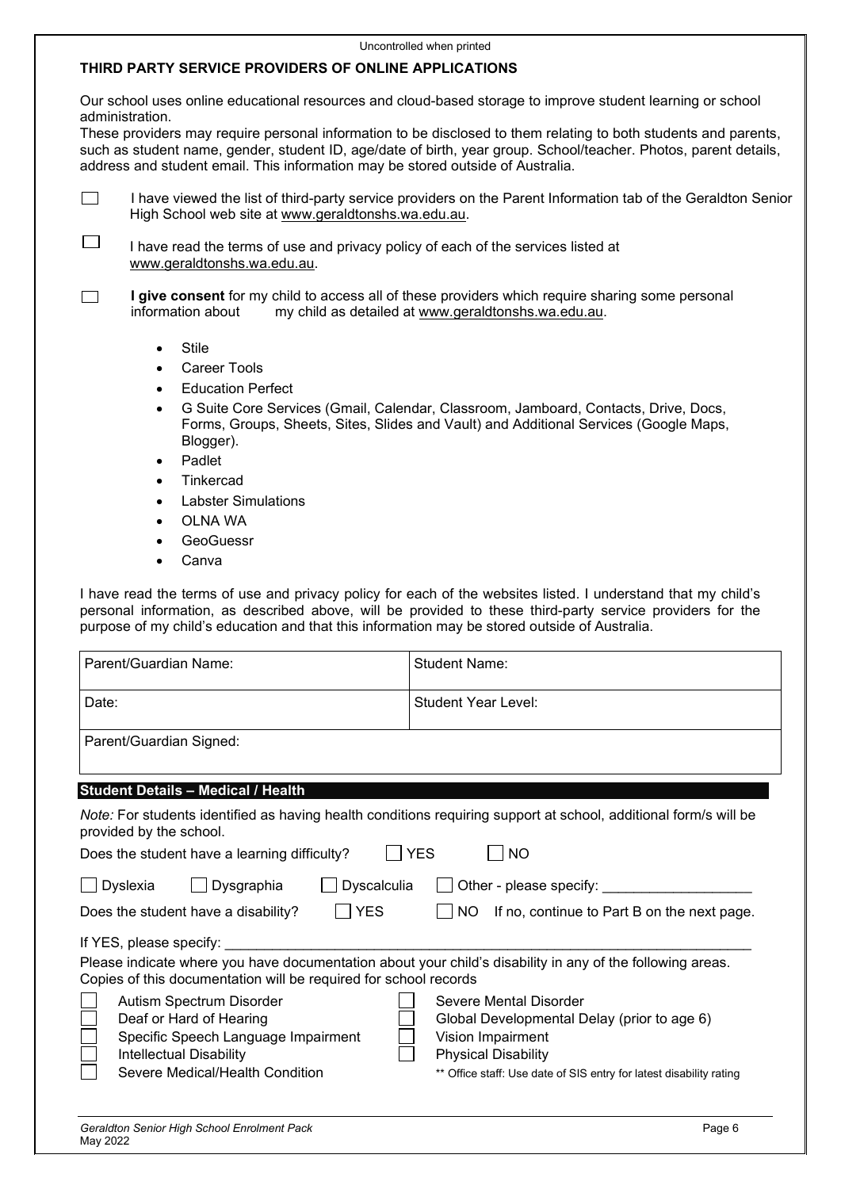## THIRD PARTY SERVICE PROVIDERS OF ONLINE APPLICATIONS

Our school uses online educational resources and cloud-based storage to improve student learning or school administration.
These providers may require personal information to be disclosed to them relating to both students and parents, such as student name, gender, student ID, age/date of birth, year group. School/teacher. Photos, parent details, address and student email. This information may be stored outside of Australia.

☐ I have viewed the list of third-party service providers on the Parent Information tab of the Geraldton Senior High School web site at www.geraldtonshs.wa.edu.au.

☐ I have read the terms of use and privacy policy of each of the services listed at www.geraldtonshs.wa.edu.au.

☐ **I give consent** for my child to access all of these providers which require sharing some personal information about my child as detailed at www.geraldtonshs.wa.edu.au.

- Stile
- Career Tools
- Education Perfect
- G Suite Core Services (Gmail, Calendar, Classroom, Jamboard, Contacts, Drive, Docs, Forms, Groups, Sheets, Sites, Slides and Vault) and Additional Services (Google Maps, Blogger).
- Padlet
- Tinkercad
- Labster Simulations
- OLNA WA
- GeoGuessr
- Canva

I have read the terms of use and privacy policy for each of the websites listed. I understand that my child's personal information, as described above, will be provided to these third-party service providers for the purpose of my child's education and that this information may be stored outside of Australia.

| Parent/Guardian Name: | Student Name: |
|---|---|
| Date: | Student Year Level: |
| Parent/Guardian Signed: | |

## Student Details – Medical / Health

*Note:* For students identified as having health conditions requiring support at school, additional form/s will be provided by the school.

Does the student have a learning difficulty? ☐ YES ☐ NO

☐ Dyslexia ☐ Dysgraphia ☐ Dyscalculia ☐ Other - please specify: ___________________

Does the student have a disability? ☐ YES ☐ NO If no, continue to Part B on the next page.

If YES, please specify: ___________________________________________________________________

Please indicate where you have documentation about your child's disability in any of the following areas. Copies of this documentation will be required for school records

☐ Autism Spectrum Disorder
☐ Deaf or Hard of Hearing
☐ Specific Speech Language Impairment
☐ Intellectual Disability
☐ Severe Medical/Health Condition
☐ Severe Mental Disorder
☐ Global Developmental Delay (prior to age 6)
☐ Vision Impairment
☐ Physical Disability

** Office staff: Use date of SIS entry for latest disability rating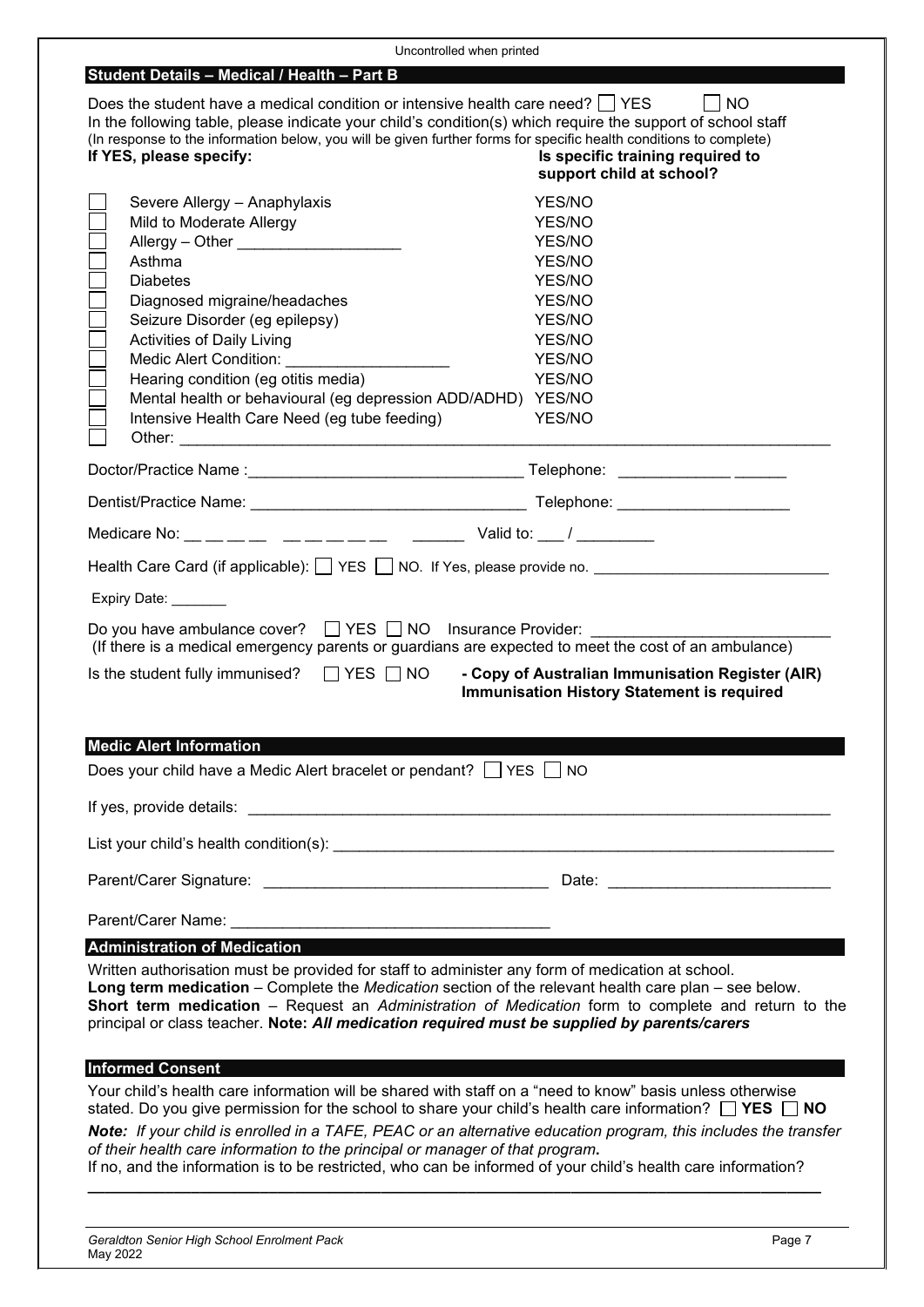Uncontrolled when printed

## Student Details – Medical / Health – Part B

Does the student have a medical condition or intensive health care need? ☐ YES ☐ NO

In the following table, please indicate your child's condition(s) which require the support of school staff

(In response to the information below, you will be given further forms for specific health conditions to complete)

| If YES, please specify: | Is specific training required to support child at school? |
| --- | --- |
| ☐ Severe Allergy – Anaphylaxis | YES/NO |
| ☐ Mild to Moderate Allergy | YES/NO |
| ☐ Allergy – Other ___________________ | YES/NO |
| ☐ Asthma | YES/NO |
| ☐ Diabetes | YES/NO |
| ☐ Diagnosed migraine/headaches | YES/NO |
| ☐ Seizure Disorder (eg epilepsy) | YES/NO |
| ☐ Activities of Daily Living | YES/NO |
| ☐ Medic Alert Condition: ___________________ | YES/NO |
| ☐ Hearing condition (eg otitis media) | YES/NO |
| ☐ Mental health or behavioural (eg depression ADD/ADHD) | YES/NO |
| ☐ Intensive Health Care Need (eg tube feeding) | YES/NO |
| ☐ Other: ___________________________________________ | |

Doctor/Practice Name :_______________________________ Telephone: _____________ ______

Dentist/Practice Name: _______________________________ Telephone: ____________________

Medicare No: __ __ __ __ __ __ __ __ __ ______ Valid to: ___ / _________

Health Care Card (if applicable): ☐ YES ☐ NO. If Yes, please provide no. ___________________________

Expiry Date: _______

Do you have ambulance cover? ☐ YES ☐ NO Insurance Provider: ___________________________

(If there is a medical emergency parents or guardians are expected to meet the cost of an ambulance)

Is the student fully immunised? ☐ YES ☐ NO **- Copy of Australian Immunisation Register (AIR) Immunisation History Statement is required**

## Medic Alert Information

Does your child have a Medic Alert bracelet or pendant? ☐ YES ☐ NO

If yes, provide details: ___________________________________________________________________

List your child's health condition(s): ______________________________________________________

Parent/Carer Signature: ________________________________ Date: _________________________

Parent/Carer Name: ____________________________________

## Administration of Medication

Written authorisation must be provided for staff to administer any form of medication at school.

**Long term medication** – Complete the *Medication* section of the relevant health care plan – see below.

**Short term medication** – Request an *Administration of Medication* form to complete and return to the principal or class teacher. **Note:** ***All medication required must be supplied by parents/carers***

## Informed Consent

Your child's health care information will be shared with staff on a "need to know" basis unless otherwise stated. Do you give permission for the school to share your child's health care information? ☐ **YES** ☐ **NO**

***Note:*** *If your child is enrolled in a TAFE, PEAC or an alternative education program, this includes the transfer of their health care information to the principal or manager of that program***.**

If no, and the information is to be restricted, who can be informed of your child's health care information?

___________________________________________________________________________________

*Geraldton Senior High School Enrolment Pack*
May 2022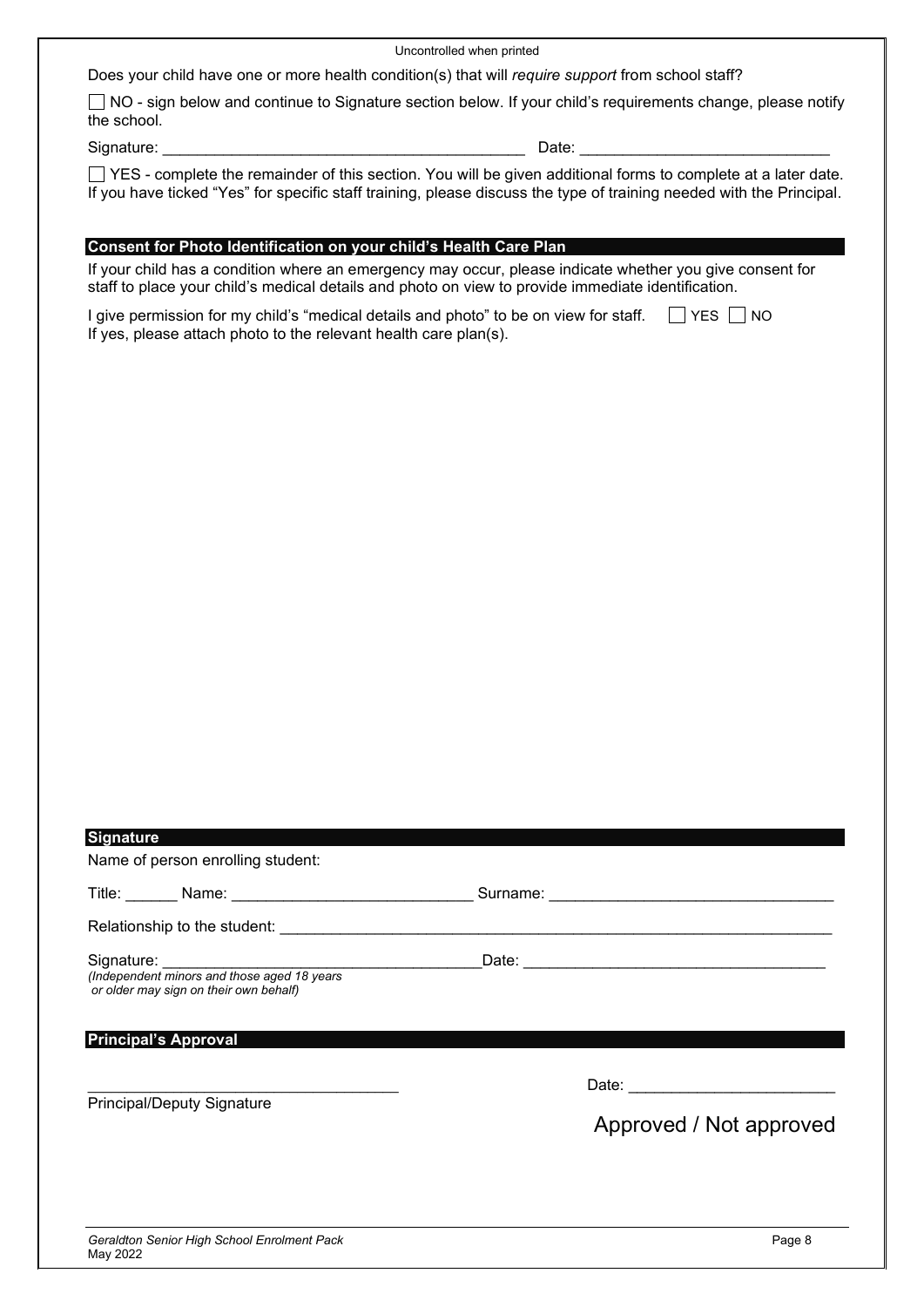Does your child have one or more health condition(s) that will *require support* from school staff?

☐ NO - sign below and continue to Signature section below. If your child's requirements change, please notify the school.

Signature: ________________________________________ Date: ____________________________

☐ YES - complete the remainder of this section. You will be given additional forms to complete at a later date. If you have ticked "Yes" for specific staff training, please discuss the type of training needed with the Principal.

## Consent for Photo Identification on your child's Health Care Plan

If your child has a condition where an emergency may occur, please indicate whether you give consent for staff to place your child's medical details and photo on view to provide immediate identification.

I give permission for my child's "medical details and photo" to be on view for staff. ☐ YES ☐ NO

If yes, please attach photo to the relevant health care plan(s).

## Signature

Name of person enrolling student:

Title: ______ Name: ___________________________ Surname: ________________________________

Relationship to the student: _________________________________________________________________

Signature: ____________________________________Date: __________________________________

*(Independent minors and those aged 18 years or older may sign on their own behalf)*

## Principal's Approval

____________________________________ Date: ________________________

Principal/Deputy Signature

Approved / Not approved

*Geraldton Senior High School Enrolment Pack*
May 2022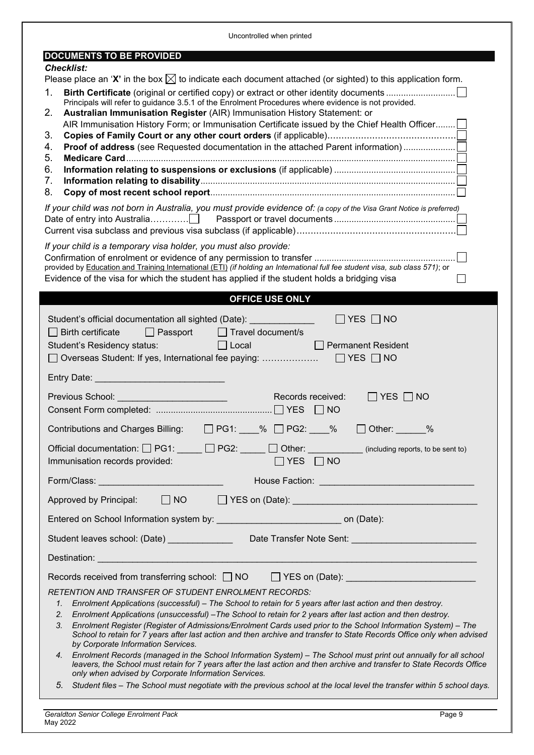## DOCUMENTS TO BE PROVIDED

***Checklist:***

Please place an '**X'** in the box ☒ to indicate each document attached (or sighted) to this application form.

1. **Birth Certificate** (original or certified copy) or extract or other identity documents ☐
   Principals will refer to guidance 3.5.1 of the Enrolment Procedures where evidence is not provided.
2. **Australian Immunisation Register** (AIR) Immunisation History Statement: or
   AIR Immunisation History Form; or Immunisation Certificate issued by the Chief Health Officer ☐
3. **Copies of Family Court or any other court orders** (if applicable) ☐
4. **Proof of address** (see Requested documentation in the attached Parent information) ☐
5. **Medicare Card** ☐
6. **Information relating to suspensions or exclusions** (if applicable) ☐
7. **Information relating to disability** ☐
8. **Copy of most recent school report** ☐

*If your child was not born in Australia, you must provide evidence of: (a copy of the Visa Grant Notice is preferred)*

Date of entry into Australia ☐ Passport or travel documents ☐

Current visa subclass and previous visa subclass (if applicable) ☐

*If your child is a temporary visa holder, you must also provide:*

Confirmation of enrolment or evidence of any permission to transfer ☐
provided by Education and Training International (ETI) *(if holding an International full fee student visa, sub class 571)*; or

Evidence of the visa for which the student has applied if the student holds a bridging visa ☐

## OFFICE USE ONLY

Student's official documentation all sighted (Date): ____________ ☐ YES ☐ NO

☐ Birth certificate ☐ Passport ☐ Travel document/s

Student's Residency status: ☐ Local ☐ Permanent Resident

☐ Overseas Student: If yes, International fee paying: ………………. ☐ YES ☐ NO

Entry Date: _________________________

Previous School: _____________________ Records received: ☐ YES ☐ NO

Consent Form completed: ☐ YES ☐ NO

Contributions and Charges Billing: ☐ PG1: ____% ☐ PG2: ____% ☐ Other: ______%

Official documentation: ☐ PG1: _____ ☐ PG2: _____ ☐ Other: ___________ (including reports, to be sent to)

Immunisation records provided: ☐ YES ☐ NO

Form/Class: ________________________ House Faction: ______________________________

Approved by Principal: ☐ NO ☐ YES on (Date): ___________________________________

Entered on School Information system by: ________________________ on (Date):

Student leaves school: (Date) ____________ Date Transfer Note Sent: ________________________

Destination: ___________________________________________________________________________

Records received from transferring school: ☐ NO ☐ YES on (Date): ________________________

*RETENTION AND TRANSFER OF STUDENT ENROLMENT RECORDS:*

1. *Enrolment Applications (successful) – The School to retain for 5 years after last action and then destroy.*
2. *Enrolment Applications (unsuccessful) –The School to retain for 2 years after last action and then destroy.*
3. *Enrolment Register (Register of Admissions/Enrolment Cards used prior to the School Information System) – The School to retain for 7 years after last action and then archive and transfer to State Records Office only when advised by Corporate Information Services.*
4. *Enrolment Records (managed in the School Information System) – The School must print out annually for all school leavers, the School must retain for 7 years after the last action and then archive and transfer to State Records Office only when advised by Corporate Information Services.*
5. *Student files – The School must negotiate with the previous school at the local level the transfer within 5 school days.*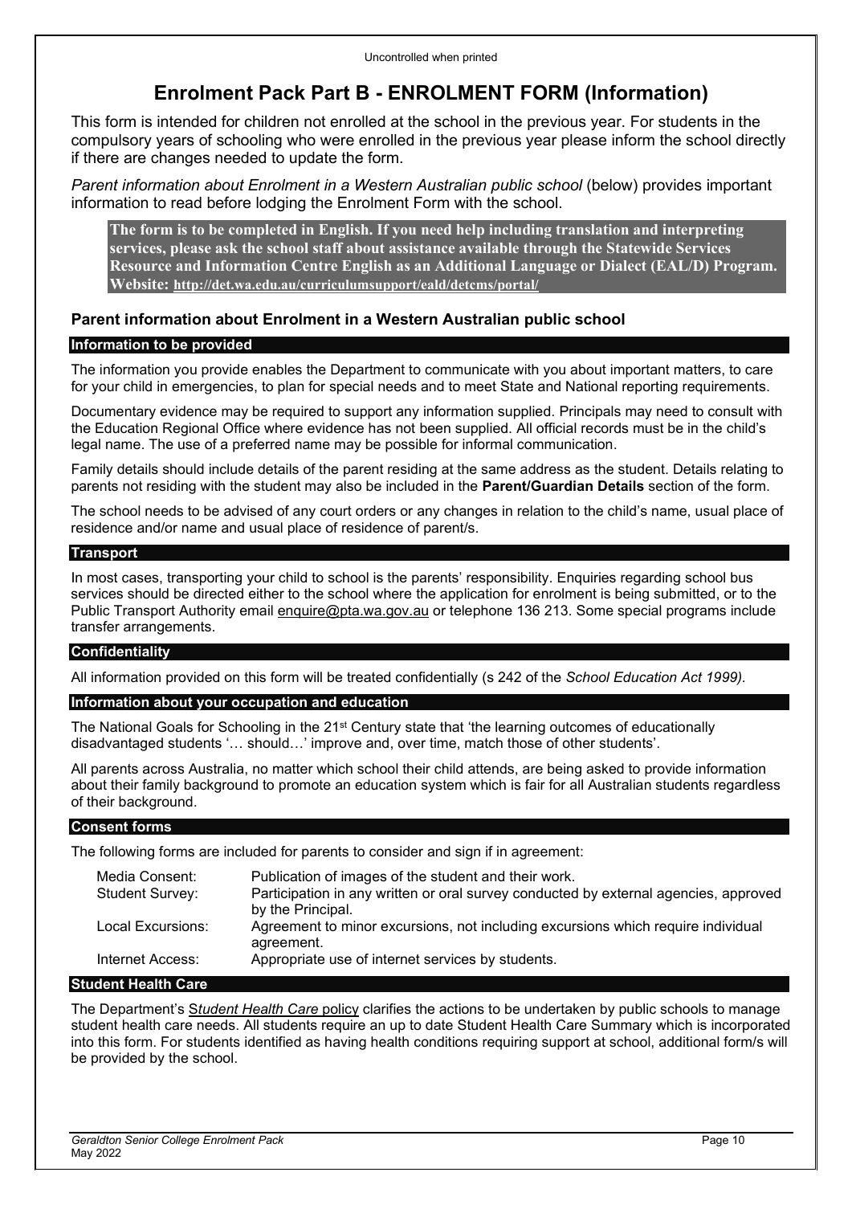# Enrolment Pack Part B - ENROLMENT FORM (Information)

This form is intended for children not enrolled at the school in the previous year. For students in the compulsory years of schooling who were enrolled in the previous year please inform the school directly if there are changes needed to update the form.

*Parent information about Enrolment in a Western Australian public school* (below) provides important information to read before lodging the Enrolment Form with the school.

**The form is to be completed in English. If you need help including translation and interpreting services, please ask the school staff about assistance available through the Statewide Services Resource and Information Centre English as an Additional Language or Dialect (EAL/D) Program. Website: http://det.wa.edu.au/curriculumsupport/eald/detcms/portal/**

## Parent information about Enrolment in a Western Australian public school

### Information to be provided

The information you provide enables the Department to communicate with you about important matters, to care for your child in emergencies, to plan for special needs and to meet State and National reporting requirements.

Documentary evidence may be required to support any information supplied. Principals may need to consult with the Education Regional Office where evidence has not been supplied. All official records must be in the child's legal name. The use of a preferred name may be possible for informal communication.

Family details should include details of the parent residing at the same address as the student. Details relating to parents not residing with the student may also be included in the **Parent/Guardian Details** section of the form.

The school needs to be advised of any court orders or any changes in relation to the child's name, usual place of residence and/or name and usual place of residence of parent/s.

### Transport

In most cases, transporting your child to school is the parents' responsibility. Enquiries regarding school bus services should be directed either to the school where the application for enrolment is being submitted, or to the Public Transport Authority email enquire@pta.wa.gov.au or telephone 136 213. Some special programs include transfer arrangements.

### Confidentiality

All information provided on this form will be treated confidentially (s 242 of the *School Education Act 1999).*

### Information about your occupation and education

The National Goals for Schooling in the 21st Century state that 'the learning outcomes of educationally disadvantaged students '… should…' improve and, over time, match those of other students'.

All parents across Australia, no matter which school their child attends, are being asked to provide information about their family background to promote an education system which is fair for all Australian students regardless of their background.

### Consent forms

The following forms are included for parents to consider and sign if in agreement:

| | |
|---|---|
| Media Consent: | Publication of images of the student and their work. |
| Student Survey: | Participation in any written or oral survey conducted by external agencies, approved by the Principal. |
| Local Excursions: | Agreement to minor excursions, not including excursions which require individual agreement. |
| Internet Access: | Appropriate use of internet services by students. |

### Student Health Care

The Department's *Student Health Care* policy clarifies the actions to be undertaken by public schools to manage student health care needs. All students require an up to date Student Health Care Summary which is incorporated into this form. For students identified as having health conditions requiring support at school, additional form/s will be provided by the school.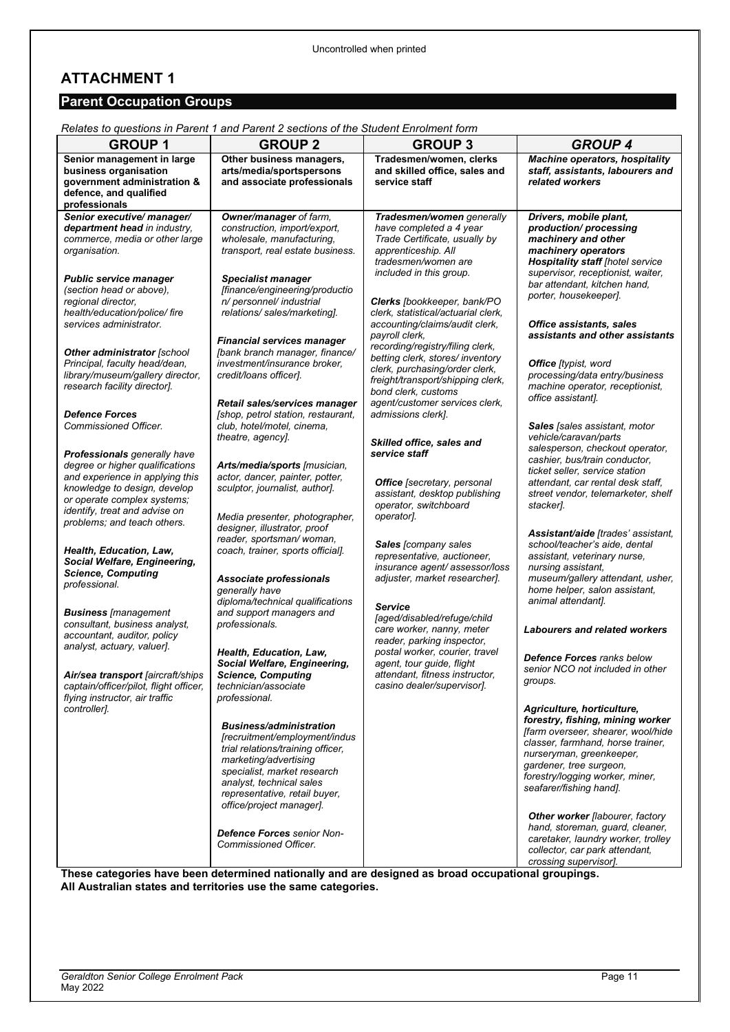# ATTACHMENT 1

## Parent Occupation Groups

*Relates to questions in Parent 1 and Parent 2 sections of the Student Enrolment form*

| GROUP 1 | GROUP 2 | GROUP 3 | *GROUP 4* |
|---|---|---|---|
| **Senior management in large business organisation government administration & defence, and qualified professionals** | **Other business managers, arts/media/sportspersons and associate professionals** | **Tradesmen/women, clerks and skilled office, sales and service staff** | ***Machine operators, hospitality staff, assistants, labourers and related workers*** |
| ***Senior executive/ manager/ department head*** *in industry, commerce, media or other large organisation.*<br><br>***Public service manager*** *(section head or above), regional director, health/education/police/ fire services administrator.*<br><br>***Other administrator*** *[school Principal, faculty head/dean, library/museum/gallery director, research facility director].*<br><br>***Defence Forces*** *Commissioned Officer.*<br><br>***Professionals*** *generally have degree or higher qualifications and experience in applying this knowledge to design, develop or operate complex systems; identify, treat and advise on problems; and teach others.*<br><br>***Health, Education, Law, Social Welfare, Engineering, Science, Computing*** *professional.*<br><br>***Business*** *[management consultant, business analyst, accountant, auditor, policy analyst, actuary, valuer].*<br><br>***Air/sea transport*** *[aircraft/ships captain/officer/pilot, flight officer, flying instructor, air traffic controller].* | ***Owner/manager*** *of farm, construction, import/export, wholesale, manufacturing, transport, real estate business.*<br><br>***Specialist manager*** *[finance/engineering/production/ personnel/ industrial relations/ sales/marketing].*<br><br>***Financial services manager*** *[bank branch manager, finance/ investment/insurance broker, credit/loans officer].*<br><br>***Retail sales/services manager*** *[shop, petrol station, restaurant, club, hotel/motel, cinema, theatre, agency].*<br><br>***Arts/media/sports*** *[musician, actor, dancer, painter, potter, sculptor, journalist, author].*<br><br>*Media presenter, photographer, designer, illustrator, proof reader, sportsman/ woman, coach, trainer, sports official].*<br><br>***Associate professionals*** *generally have diploma/technical qualifications and support managers and professionals.*<br><br>***Health, Education, Law, Social Welfare, Engineering, Science, Computing*** *technician/associate professional.*<br><br>***Business/administration*** *[recruitment/employment/industrial relations/training officer, marketing/advertising specialist, market research analyst, technical sales representative, retail buyer, office/project manager].*<br><br>***Defence Forces*** *senior Non-Commissioned Officer.* | ***Tradesmen/women*** *generally have completed a 4 year Trade Certificate, usually by apprenticeship. All tradesmen/women are included in this group.*<br><br>***Clerks*** *[bookkeeper, bank/PO clerk, statistical/actuarial clerk, accounting/claims/audit clerk, payroll clerk, recording/registry/filing clerk, betting clerk, stores/ inventory clerk, purchasing/order clerk, freight/transport/shipping clerk, bond clerk, customs agent/customer services clerk, admissions clerk].*<br><br>***Skilled office, sales and service staff***<br><br>***Office*** *[secretary, personal assistant, desktop publishing operator, switchboard operator].*<br><br>***Sales*** *[company sales representative, auctioneer, insurance agent/ assessor/loss adjuster, market researcher].*<br><br>***Service*** *[aged/disabled/refuge/child care worker, nanny, meter reader, parking inspector, postal worker, courier, travel agent, tour guide, flight attendant, fitness instructor, casino dealer/supervisor].* | ***Drivers, mobile plant, production/ processing machinery and other machinery operators***<br>***Hospitality staff*** *[hotel service supervisor, receptionist, waiter, bar attendant, kitchen hand, porter, housekeeper].*<br><br>***Office assistants, sales assistants and other assistants***<br><br>***Office*** *[typist, word processing/data entry/business machine operator, receptionist, office assistant].*<br><br>***Sales*** *[sales assistant, motor vehicle/caravan/parts salesperson, checkout operator, cashier, bus/train conductor, ticket seller, service station attendant, car rental desk staff, street vendor, telemarketer, shelf stacker].*<br><br>***Assistant/aide*** *[trades' assistant, school/teacher's aide, dental assistant, veterinary nurse, nursing assistant, museum/gallery attendant, usher, home helper, salon assistant, animal attendant].*<br><br>***Labourers and related workers***<br><br>***Defence Forces*** *ranks below senior NCO not included in other groups.*<br><br>***Agriculture, horticulture, forestry, fishing, mining worker*** *[farm overseer, shearer, wool/hide classer, farmhand, horse trainer, nurseryman, greenkeeper, gardener, tree surgeon, forestry/logging worker, miner, seafarer/fishing hand].*<br><br>***Other worker*** *[labourer, factory hand, storeman, guard, cleaner, caretaker, laundry worker, trolley collector, car park attendant, crossing supervisor].* |

**These categories have been determined nationally and are designed as broad occupational groupings. All Australian states and territories use the same categories.**